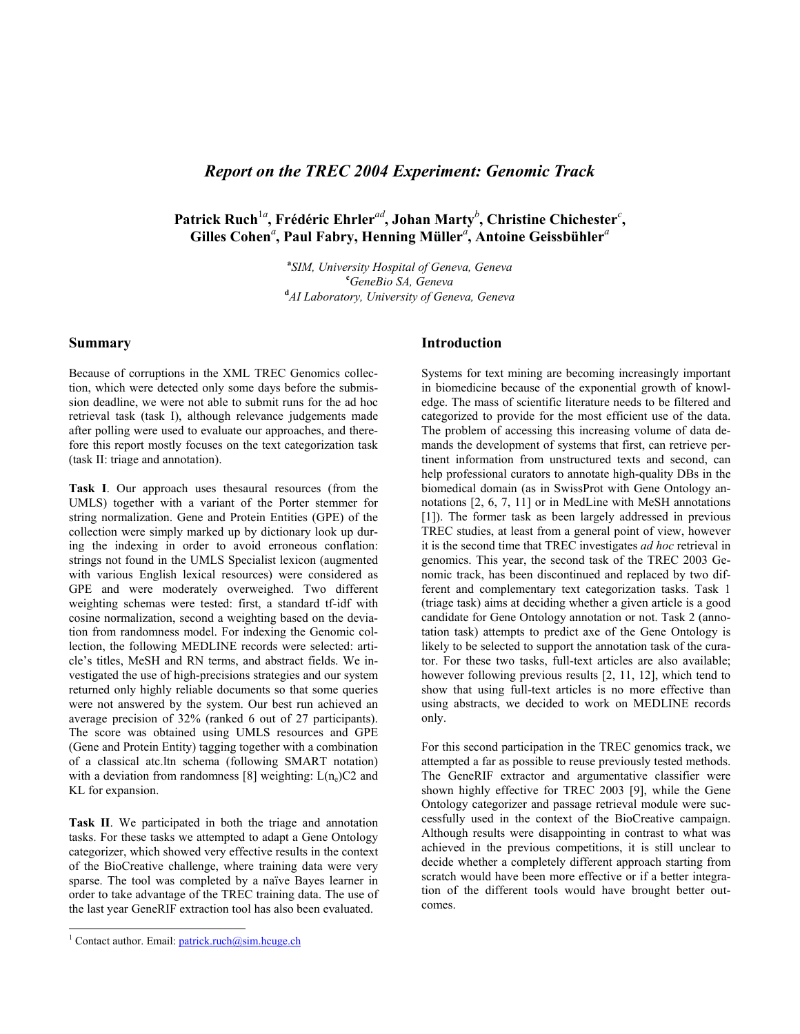# *Report on the TREC 2004 Experiment: Genomic Track*

**Patrick Ruch[1a], Frédéric Ehrler[ad], Johan Marty[b], Christine Chichester[c], Gilles Cohen[a], Paul Fabry, Henning Müller[a], Antoine Geissbühler[a]**

[a] *SIM, University Hospital of Geneva, Geneva*
[c] *GeneBio SA, Geneva*
[d] *AI Laboratory, University of Geneva, Geneva*

## Summary

Because of corruptions in the XML TREC Genomics collection, which were detected only some days before the submission deadline, we were not able to submit runs for the ad hoc retrieval task (task I), although relevance judgements made after polling were used to evaluate our approaches, and therefore this report mostly focuses on the text categorization task (task II: triage and annotation).

**Task I**. Our approach uses thesaural resources (from the UMLS) together with a variant of the Porter stemmer for string normalization. Gene and Protein Entities (GPE) of the collection were simply marked up by dictionary look up during the indexing in order to avoid erroneous conflation: strings not found in the UMLS Specialist lexicon (augmented with various English lexical resources) were considered as GPE and were moderately overweighed. Two different weighting schemas were tested: first, a standard tf-idf with cosine normalization, second a weighting based on the deviation from randomness model. For indexing the Genomic collection, the following MEDLINE records were selected: article's titles, MeSH and RN terms, and abstract fields. We investigated the use of high-precisions strategies and our system returned only highly reliable documents so that some queries were not answered by the system. Our best run achieved an average precision of 32% (ranked 6 out of 27 participants). The score was obtained using UMLS resources and GPE (Gene and Protein Entity) tagging together with a combination of a classical atc.ltn schema (following SMART notation) with a deviation from randomness [8] weighting: $L(n_e)C2$ and KL for expansion.

**Task II**. We participated in both the triage and annotation tasks. For these tasks we attempted to adapt a Gene Ontology categorizer, which showed very effective results in the context of the BioCreative challenge, where training data were very sparse. The tool was completed by a naïve Bayes learner in order to take advantage of the TREC training data. The use of the last year GeneRIF extraction tool has also been evaluated.

## Introduction

Systems for text mining are becoming increasingly important in biomedicine because of the exponential growth of knowledge. The mass of scientific literature needs to be filtered and categorized to provide for the most efficient use of the data. The problem of accessing this increasing volume of data demands the development of systems that first, can retrieve pertinent information from unstructured texts and second, can help professional curators to annotate high-quality DBs in the biomedical domain (as in SwissProt with Gene Ontology annotations [2, 6, 7, 11] or in MedLine with MeSH annotations [1]). The former task as been largely addressed in previous TREC studies, at least from a general point of view, however it is the second time that TREC investigates *ad hoc* retrieval in genomics. This year, the second task of the TREC 2003 Genomic track, has been discontinued and replaced by two different and complementary text categorization tasks. Task 1 (triage task) aims at deciding whether a given article is a good candidate for Gene Ontology annotation or not. Task 2 (annotation task) attempts to predict axe of the Gene Ontology is likely to be selected to support the annotation task of the curator. For these two tasks, full-text articles are also available; however following previous results [2, 11, 12], which tend to show that using full-text articles is no more effective than using abstracts, we decided to work on MEDLINE records only.

For this second participation in the TREC genomics track, we attempted a far as possible to reuse previously tested methods. The GeneRIF extractor and argumentative classifier were shown highly effective for TREC 2003 [9], while the Gene Ontology categorizer and passage retrieval module were successfully used in the context of the BioCreative campaign. Although results were disappointing in contrast to what was achieved in the previous competitions, it is still unclear to decide whether a completely different approach starting from scratch would have been more effective or if a better integration of the different tools would have brought better outcomes.

[1] Contact author. Email: patrick.ruch@sim.hcuge.ch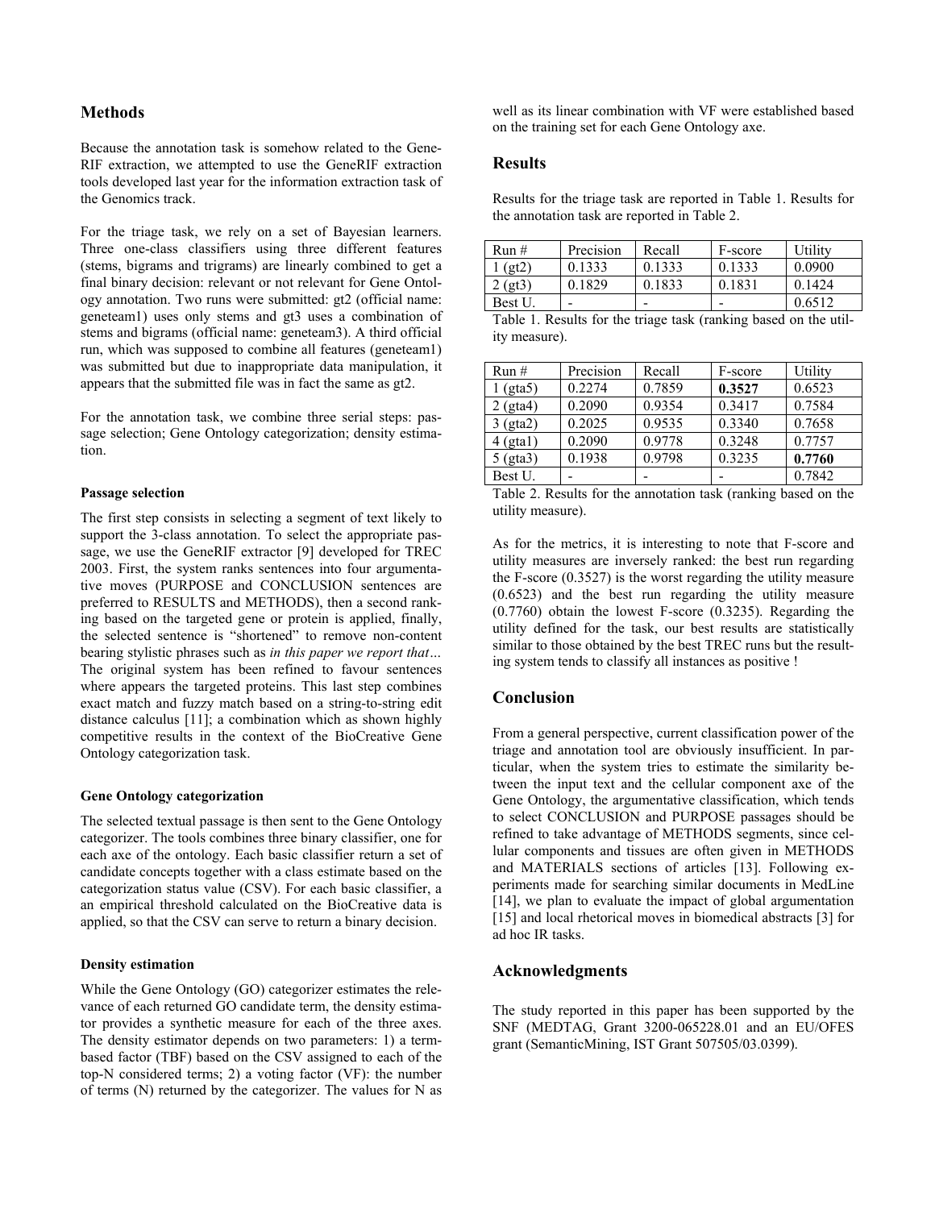## Methods

Because the annotation task is somehow related to the GeneRIF extraction, we attempted to use the GeneRIF extraction tools developed last year for the information extraction task of the Genomics track.

For the triage task, we rely on a set of Bayesian learners. Three one-class classifiers using three different features (stems, bigrams and trigrams) are linearly combined to get a final binary decision: relevant or not relevant for Gene Ontology annotation. Two runs were submitted: gt2 (official name: geneteam1) uses only stems and gt3 uses a combination of stems and bigrams (official name: geneteam3). A third official run, which was supposed to combine all features (geneteam1) was submitted but due to inappropriate data manipulation, it appears that the submitted file was in fact the same as gt2.

For the annotation task, we combine three serial steps: passage selection; Gene Ontology categorization; density estimation.

#### Passage selection

The first step consists in selecting a segment of text likely to support the 3-class annotation. To select the appropriate passage, we use the GeneRIF extractor [9] developed for TREC 2003. First, the system ranks sentences into four argumentative moves (PURPOSE and CONCLUSION sentences are preferred to RESULTS and METHODS), then a second ranking based on the targeted gene or protein is applied, finally, the selected sentence is "shortened" to remove non-content bearing stylistic phrases such as *in this paper we report that…* The original system has been refined to favour sentences where appears the targeted proteins. This last step combines exact match and fuzzy match based on a string-to-string edit distance calculus [11]; a combination which as shown highly competitive results in the context of the BioCreative Gene Ontology categorization task.

#### Gene Ontology categorization

The selected textual passage is then sent to the Gene Ontology categorizer. The tools combines three binary classifier, one for each axe of the ontology. Each basic classifier return a set of candidate concepts together with a class estimate based on the categorization status value (CSV). For each basic classifier, a an empirical threshold calculated on the BioCreative data is applied, so that the CSV can serve to return a binary decision.

#### Density estimation

While the Gene Ontology (GO) categorizer estimates the relevance of each returned GO candidate term, the density estimator provides a synthetic measure for each of the three axes. The density estimator depends on two parameters: 1) a term-based factor (TBF) based on the CSV assigned to each of the top-N considered terms; 2) a voting factor (VF): the number of terms (N) returned by the categorizer. The values for N as well as its linear combination with VF were established based on the training set for each Gene Ontology axe.

## Results

Results for the triage task are reported in Table 1. Results for the annotation task are reported in Table 2.

| Run # | Precision | Recall | F-score | Utility |
|---|---|---|---|---|
| 1 (gt2) | 0.1333 | 0.1333 | 0.1333 | 0.0900 |
| 2 (gt3) | 0.1829 | 0.1833 | 0.1831 | 0.1424 |
| Best U. | - | - | - | 0.6512 |

Table 1. Results for the triage task (ranking based on the utility measure).

| Run # | Precision | Recall | F-score | Utility |
|---|---|---|---|---|
| 1 (gta5) | 0.2274 | 0.7859 | **0.3527** | 0.6523 |
| 2 (gta4) | 0.2090 | 0.9354 | 0.3417 | 0.7584 |
| 3 (gta2) | 0.2025 | 0.9535 | 0.3340 | 0.7658 |
| 4 (gta1) | 0.2090 | 0.9778 | 0.3248 | 0.7757 |
| 5 (gta3) | 0.1938 | 0.9798 | 0.3235 | **0.7760** |
| Best U. | - | - | - | 0.7842 |

Table 2. Results for the annotation task (ranking based on the utility measure).

As for the metrics, it is interesting to note that F-score and utility measures are inversely ranked: the best run regarding the F-score (0.3527) is the worst regarding the utility measure (0.6523) and the best run regarding the utility measure (0.7760) obtain the lowest F-score (0.3235). Regarding the utility defined for the task, our best results are statistically similar to those obtained by the best TREC runs but the resulting system tends to classify all instances as positive !

## Conclusion

From a general perspective, current classification power of the triage and annotation tool are obviously insufficient. In particular, when the system tries to estimate the similarity between the input text and the cellular component axe of the Gene Ontology, the argumentative classification, which tends to select CONCLUSION and PURPOSE passages should be refined to take advantage of METHODS segments, since cellular components and tissues are often given in METHODS and MATERIALS sections of articles [13]. Following experiments made for searching similar documents in MedLine [14], we plan to evaluate the impact of global argumentation [15] and local rhetorical moves in biomedical abstracts [3] for ad hoc IR tasks.

## Acknowledgments

The study reported in this paper has been supported by the SNF (MEDTAG, Grant 3200-065228.01 and an EU/OFES grant (SemanticMining, IST Grant 507505/03.0399).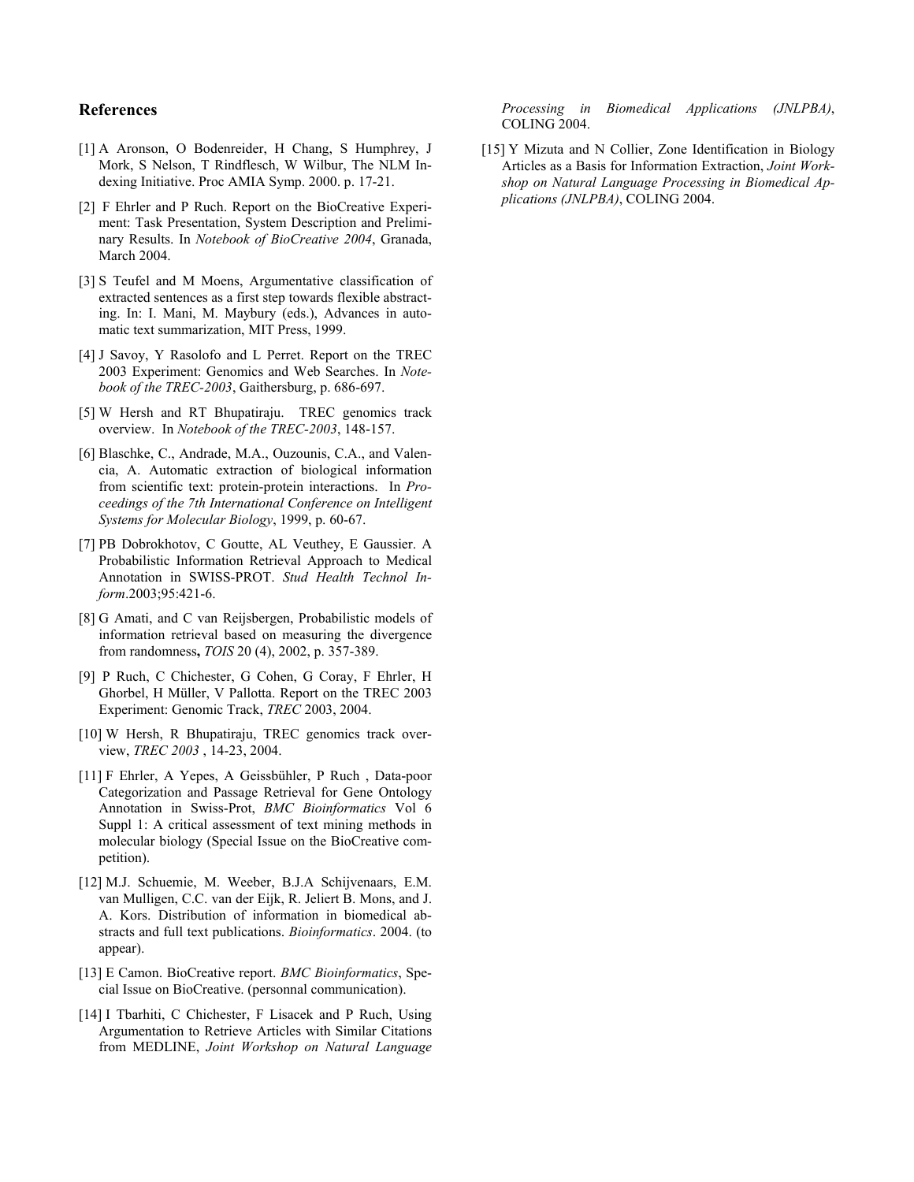## References

[1] A Aronson, O Bodenreider, H Chang, S Humphrey, J Mork, S Nelson, T Rindflesch, W Wilbur, The NLM Indexing Initiative. Proc AMIA Symp. 2000. p. 17-21.

[2] F Ehrler and P Ruch. Report on the BioCreative Experiment: Task Presentation, System Description and Preliminary Results. In *Notebook of BioCreative 2004*, Granada, March 2004.

[3] S Teufel and M Moens, Argumentative classification of extracted sentences as a first step towards flexible abstracting. In: I. Mani, M. Maybury (eds.), Advances in automatic text summarization, MIT Press, 1999.

[4] J Savoy, Y Rasolofo and L Perret. Report on the TREC 2003 Experiment: Genomics and Web Searches. In *Notebook of the TREC-2003*, Gaithersburg, p. 686-697.

[5] W Hersh and RT Bhupatiraju. TREC genomics track overview. In *Notebook of the TREC-2003*, 148-157.

[6] Blaschke, C., Andrade, M.A., Ouzounis, C.A., and Valencia, A. Automatic extraction of biological information from scientific text: protein-protein interactions. In *Proceedings of the 7th International Conference on Intelligent Systems for Molecular Biology*, 1999, p. 60-67.

[7] PB Dobrokhotov, C Goutte, AL Veuthey, E Gaussier. A Probabilistic Information Retrieval Approach to Medical Annotation in SWISS-PROT. *Stud Health Technol Inform*.2003;95:421-6.

[8] G Amati, and C van Reijsbergen, Probabilistic models of information retrieval based on measuring the divergence from randomness**,** *TOIS* 20 (4), 2002, p. 357-389.

[9] P Ruch, C Chichester, G Cohen, G Coray, F Ehrler, H Ghorbel, H Müller, V Pallotta. Report on the TREC 2003 Experiment: Genomic Track, *TREC* 2003, 2004.

[10] W Hersh, R Bhupatiraju, TREC genomics track overview, *TREC 2003* , 14-23, 2004.

[11] F Ehrler, A Yepes, A Geissbühler, P Ruch , Data-poor Categorization and Passage Retrieval for Gene Ontology Annotation in Swiss-Prot, *BMC Bioinformatics* Vol 6 Suppl 1: A critical assessment of text mining methods in molecular biology (Special Issue on the BioCreative competition).

[12] M.J. Schuemie, M. Weeber, B.J.A Schijvenaars, E.M. van Mulligen, C.C. van der Eijk, R. Jeliert B. Mons, and J. A. Kors. Distribution of information in biomedical abstracts and full text publications. *Bioinformatics*. 2004. (to appear).

[13] E Camon. BioCreative report. *BMC Bioinformatics*, Special Issue on BioCreative. (personnal communication).

[14] I Tbarhiti, C Chichester, F Lisacek and P Ruch, Using Argumentation to Retrieve Articles with Similar Citations from MEDLINE, *Joint Workshop on Natural Language Processing in Biomedical Applications (JNLPBA)*, COLING 2004.

[15] Y Mizuta and N Collier, Zone Identification in Biology Articles as a Basis for Information Extraction, *Joint Workshop on Natural Language Processing in Biomedical Applications (JNLPBA)*, COLING 2004.